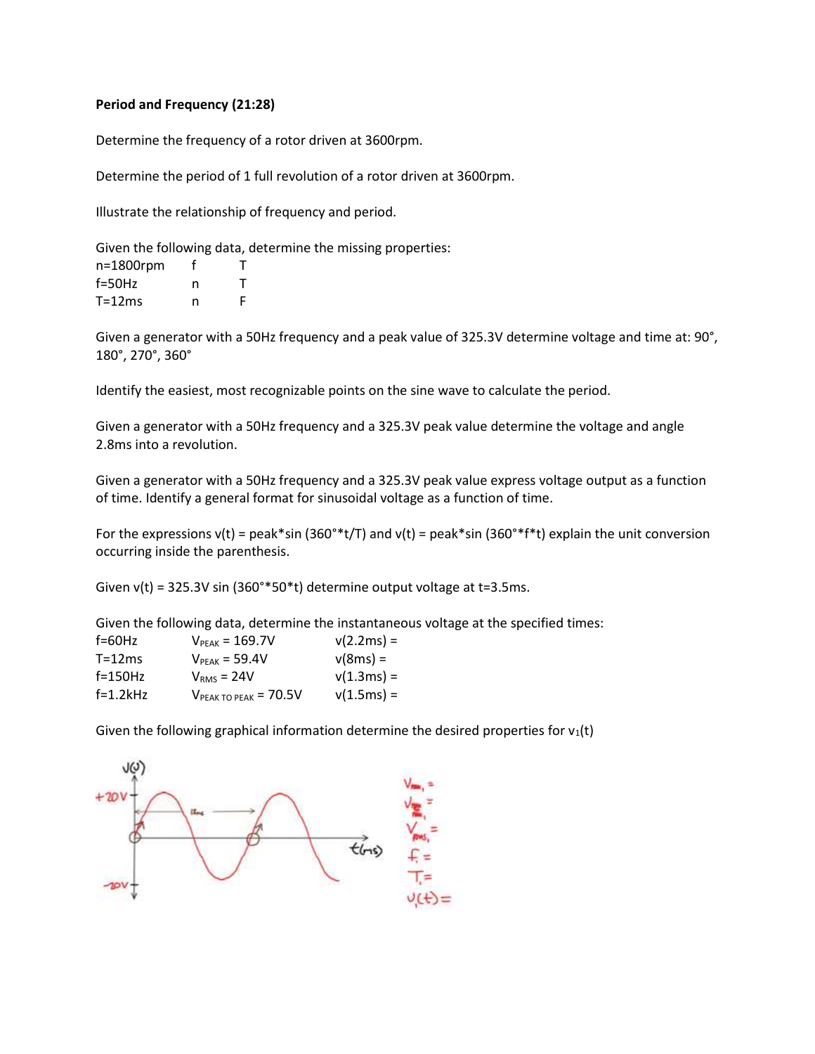**Period and Frequency (21:28)**

Determine the frequency of a rotor driven at 3600rpm.

Determine the period of 1 full revolution of a rotor driven at 3600rpm.

Illustrate the relationship of frequency and period.

Given the following data, determine the missing properties:

| | | |
|---|---|---|
| n=1800rpm | f | T |
| f=50Hz | n | T |
| T=12ms | n | F |

Given a generator with a 50Hz frequency and a peak value of 325.3V determine voltage and time at: 90°, 180°, 270°, 360°

Identify the easiest, most recognizable points on the sine wave to calculate the period.

Given a generator with a 50Hz frequency and a 325.3V peak value determine the voltage and angle 2.8ms into a revolution.

Given a generator with a 50Hz frequency and a 325.3V peak value express voltage output as a function of time. Identify a general format for sinusoidal voltage as a function of time.

For the expressions v(t) = peak*sin (360°*t/T) and v(t) = peak*sin (360°*f*t) explain the unit conversion occurring inside the parenthesis.

Given v(t) = 325.3V sin (360°*50*t) determine output voltage at t=3.5ms.

Given the following data, determine the instantaneous voltage at the specified times:

| | | |
|---|---|---|
| f=60Hz | $V_{PEAK}$ = 169.7V | v(2.2ms) = |
| T=12ms | $V_{PEAK}$ = 59.4V | v(8ms) = |
| f=150Hz | $V_{RMS}$ = 24V | v(1.3ms) = |
| f=1.2kHz | $V_{PEAK\ TO\ PEAK}$ = 70.5V | v(1.5ms) = |

Given the following graphical information determine the desired properties for $v_1(t)$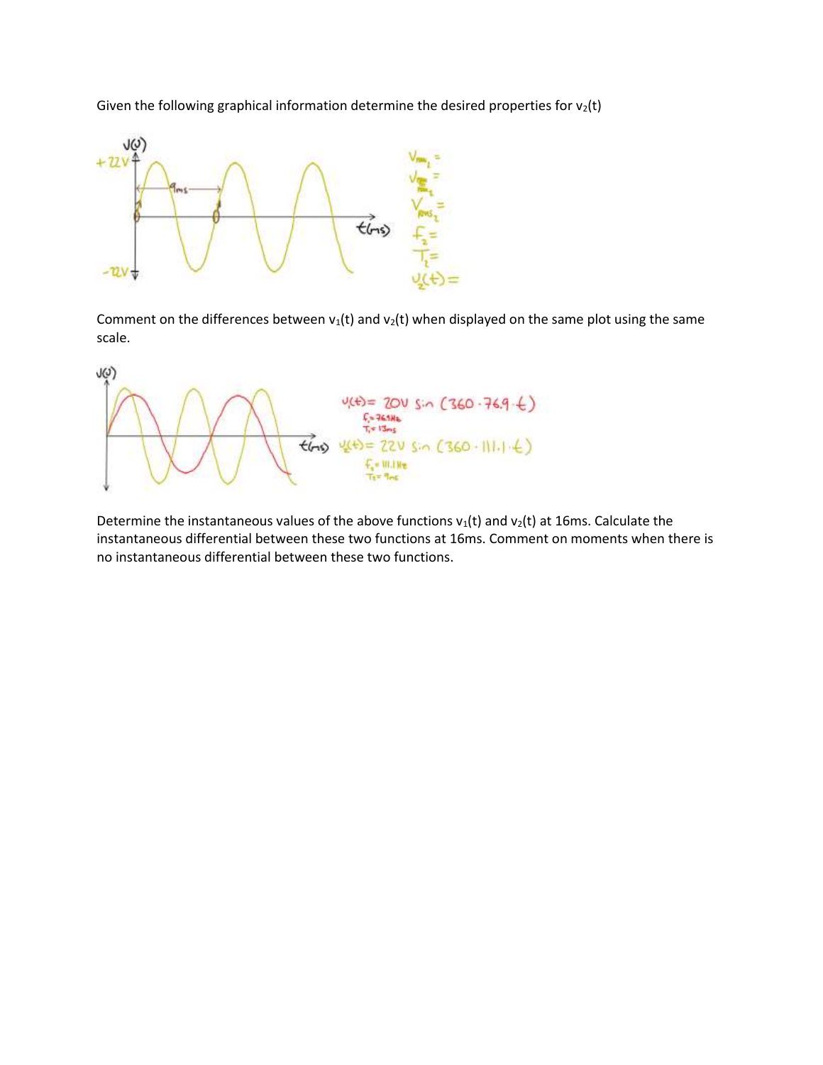Given the following graphical information determine the desired properties for $v_2(t)$

V(V)

+22V

9ms

0

0

t(ms)

-22V

$V_{max_2} =$

$V_{p-p_2} =$

$V_{RMS_2} =$

$f_2 =$

$T_2 =$

$v_2(t) =$

Comment on the differences between $v_1(t)$ and $v_2(t)$ when displayed on the same plot using the same scale.

V(V)

t(ms)

$v_1(t) = 20V \sin(360 \cdot 76.9 \cdot t)$

$f_1 = 76.9Hz$

$T_1 = 13ms$

$v_2(t) = 22V \sin(360 \cdot 111.1 \cdot t)$

$f_2 = 111.1Hz$

$T_2 = 9ms$

Determine the instantaneous values of the above functions $v_1(t)$ and $v_2(t)$ at 16ms. Calculate the instantaneous differential between these two functions at 16ms. Comment on moments when there is no instantaneous differential between these two functions.